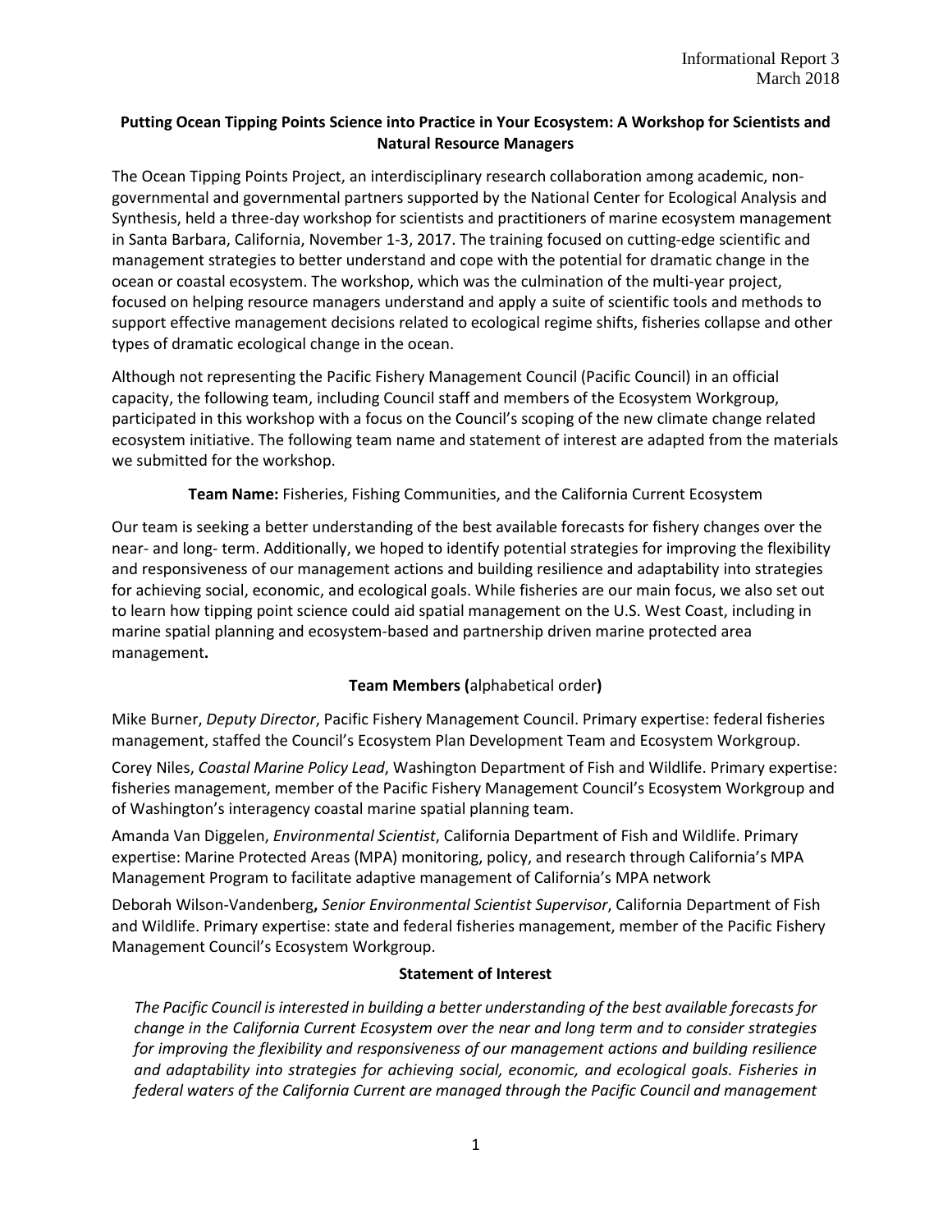Informational Report 3
March 2018

## Putting Ocean Tipping Points Science into Practice in Your Ecosystem: A Workshop for Scientists and Natural Resource Managers

The Ocean Tipping Points Project, an interdisciplinary research collaboration among academic, non-governmental and governmental partners supported by the National Center for Ecological Analysis and Synthesis, held a three-day workshop for scientists and practitioners of marine ecosystem management in Santa Barbara, California, November 1-3, 2017. The training focused on cutting-edge scientific and management strategies to better understand and cope with the potential for dramatic change in the ocean or coastal ecosystem. The workshop, which was the culmination of the multi-year project, focused on helping resource managers understand and apply a suite of scientific tools and methods to support effective management decisions related to ecological regime shifts, fisheries collapse and other types of dramatic ecological change in the ocean.

Although not representing the Pacific Fishery Management Council (Pacific Council) in an official capacity, the following team, including Council staff and members of the Ecosystem Workgroup, participated in this workshop with a focus on the Council's scoping of the new climate change related ecosystem initiative. The following team name and statement of interest are adapted from the materials we submitted for the workshop.

**Team Name:** Fisheries, Fishing Communities, and the California Current Ecosystem

Our team is seeking a better understanding of the best available forecasts for fishery changes over the near- and long- term. Additionally, we hoped to identify potential strategies for improving the flexibility and responsiveness of our management actions and building resilience and adaptability into strategies for achieving social, economic, and ecological goals. While fisheries are our main focus, we also set out to learn how tipping point science could aid spatial management on the U.S. West Coast, including in marine spatial planning and ecosystem-based and partnership driven marine protected area management**.**

### Team Members (alphabetical order)

Mike Burner, *Deputy Director*, Pacific Fishery Management Council. Primary expertise: federal fisheries management, staffed the Council's Ecosystem Plan Development Team and Ecosystem Workgroup.

Corey Niles, *Coastal Marine Policy Lead*, Washington Department of Fish and Wildlife. Primary expertise: fisheries management, member of the Pacific Fishery Management Council's Ecosystem Workgroup and of Washington's interagency coastal marine spatial planning team.

Amanda Van Diggelen, *Environmental Scientist*, California Department of Fish and Wildlife. Primary expertise: Marine Protected Areas (MPA) monitoring, policy, and research through California's MPA Management Program to facilitate adaptive management of California's MPA network

Deborah Wilson-Vandenberg**,** *Senior Environmental Scientist Supervisor*, California Department of Fish and Wildlife. Primary expertise: state and federal fisheries management, member of the Pacific Fishery Management Council's Ecosystem Workgroup.

### Statement of Interest

*The Pacific Council is interested in building a better understanding of the best available forecasts for change in the California Current Ecosystem over the near and long term and to consider strategies for improving the flexibility and responsiveness of our management actions and building resilience and adaptability into strategies for achieving social, economic, and ecological goals. Fisheries in federal waters of the California Current are managed through the Pacific Council and management*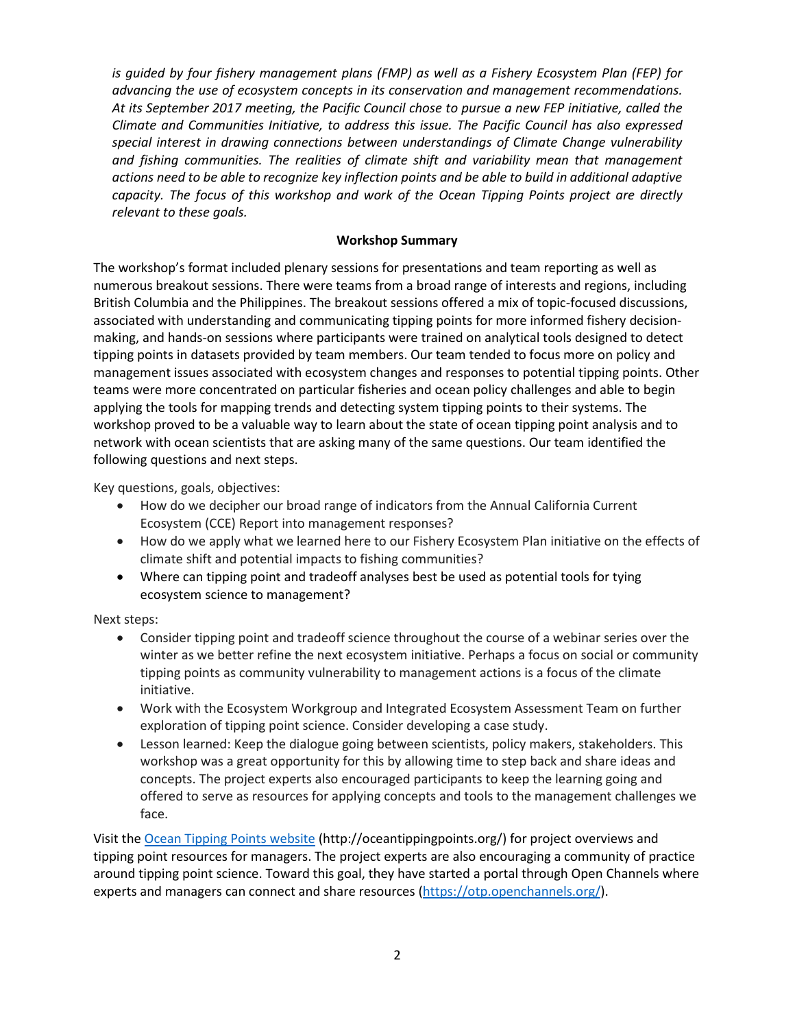*is guided by four fishery management plans (FMP) as well as a Fishery Ecosystem Plan (FEP) for advancing the use of ecosystem concepts in its conservation and management recommendations. At its September 2017 meeting, the Pacific Council chose to pursue a new FEP initiative, called the Climate and Communities Initiative, to address this issue. The Pacific Council has also expressed special interest in drawing connections between understandings of Climate Change vulnerability and fishing communities. The realities of climate shift and variability mean that management actions need to be able to recognize key inflection points and be able to build in additional adaptive capacity. The focus of this workshop and work of the Ocean Tipping Points project are directly relevant to these goals.*

**Workshop Summary**

The workshop's format included plenary sessions for presentations and team reporting as well as numerous breakout sessions. There were teams from a broad range of interests and regions, including British Columbia and the Philippines. The breakout sessions offered a mix of topic-focused discussions, associated with understanding and communicating tipping points for more informed fishery decision-making, and hands-on sessions where participants were trained on analytical tools designed to detect tipping points in datasets provided by team members. Our team tended to focus more on policy and management issues associated with ecosystem changes and responses to potential tipping points. Other teams were more concentrated on particular fisheries and ocean policy challenges and able to begin applying the tools for mapping trends and detecting system tipping points to their systems. The workshop proved to be a valuable way to learn about the state of ocean tipping point analysis and to network with ocean scientists that are asking many of the same questions. Our team identified the following questions and next steps.

Key questions, goals, objectives:

- How do we decipher our broad range of indicators from the Annual California Current Ecosystem (CCE) Report into management responses?
- How do we apply what we learned here to our Fishery Ecosystem Plan initiative on the effects of climate shift and potential impacts to fishing communities?
- Where can tipping point and tradeoff analyses best be used as potential tools for tying ecosystem science to management?

Next steps:

- Consider tipping point and tradeoff science throughout the course of a webinar series over the winter as we better refine the next ecosystem initiative. Perhaps a focus on social or community tipping points as community vulnerability to management actions is a focus of the climate initiative.
- Work with the Ecosystem Workgroup and Integrated Ecosystem Assessment Team on further exploration of tipping point science. Consider developing a case study.
- Lesson learned: Keep the dialogue going between scientists, policy makers, stakeholders. This workshop was a great opportunity for this by allowing time to step back and share ideas and concepts. The project experts also encouraged participants to keep the learning going and offered to serve as resources for applying concepts and tools to the management challenges we face.

Visit the [Ocean Tipping Points website](http://oceantippingpoints.org/) (http://oceantippingpoints.org/) for project overviews and tipping point resources for managers. The project experts are also encouraging a community of practice around tipping point science. Toward this goal, they have started a portal through Open Channels where experts and managers can connect and share resources ([https://otp.openchannels.org/](https://otp.openchannels.org/)).